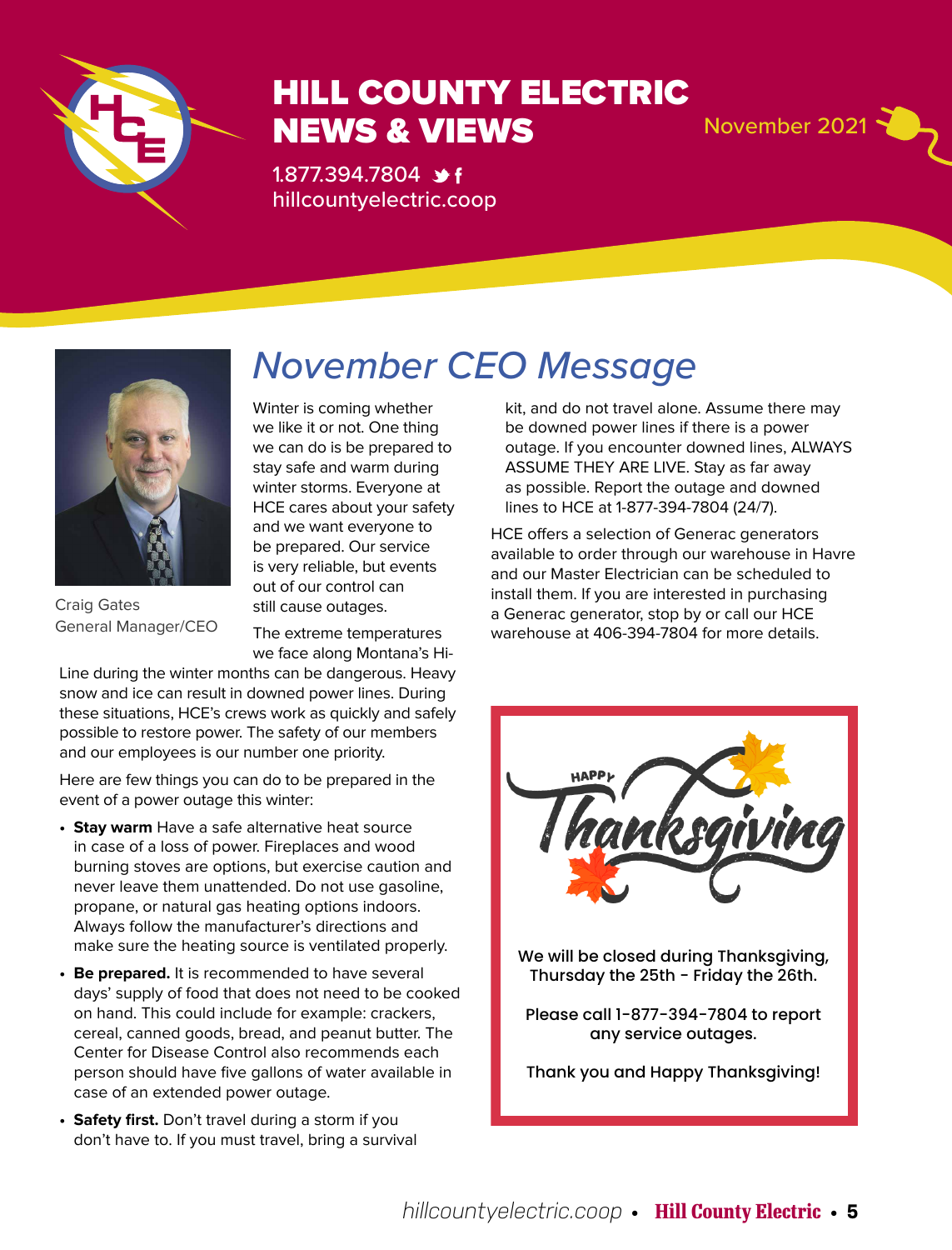# HILL COUNTY ELECTRIC NEWS & VIEWS

1.877.394.7804

hillcountyelectric.coop

November 2021

## November CEO Message

Craig Gates
General Manager/CEO

Winter is coming whether we like it or not. One thing we can do is be prepared to stay safe and warm during winter storms. Everyone at HCE cares about your safety and we want everyone to be prepared. Our service is very reliable, but events out of our control can still cause outages.

The extreme temperatures we face along Montana's Hi-Line during the winter months can be dangerous. Heavy snow and ice can result in downed power lines. During these situations, HCE's crews work as quickly and safely possible to restore power. The safety of our members and our employees is our number one priority.

Here are few things you can do to be prepared in the event of a power outage this winter:

- **Stay warm** Have a safe alternative heat source in case of a loss of power. Fireplaces and wood burning stoves are options, but exercise caution and never leave them unattended. Do not use gasoline, propane, or natural gas heating options indoors. Always follow the manufacturer's directions and make sure the heating source is ventilated properly.
- **Be prepared.** It is recommended to have several days' supply of food that does not need to be cooked on hand. This could include for example: crackers, cereal, canned goods, bread, and peanut butter. The Center for Disease Control also recommends each person should have five gallons of water available in case of an extended power outage.
- **Safety first.** Don't travel during a storm if you don't have to. If you must travel, bring a survival kit, and do not travel alone. Assume there may be downed power lines if there is a power outage. If you encounter downed lines, ALWAYS ASSUME THEY ARE LIVE. Stay as far away as possible. Report the outage and downed lines to HCE at 1-877-394-7804 (24/7).

HCE offers a selection of Generac generators available to order through our warehouse in Havre and our Master Electrician can be scheduled to install them. If you are interested in purchasing a Generac generator, stop by or call our HCE warehouse at 406-394-7804 for more details.

Happy Thanksgiving

We will be closed during Thanksgiving, Thursday the 25th - Friday the 26th.

Please call 1-877-394-7804 to report any service outages.

Thank you and Happy Thanksgiving!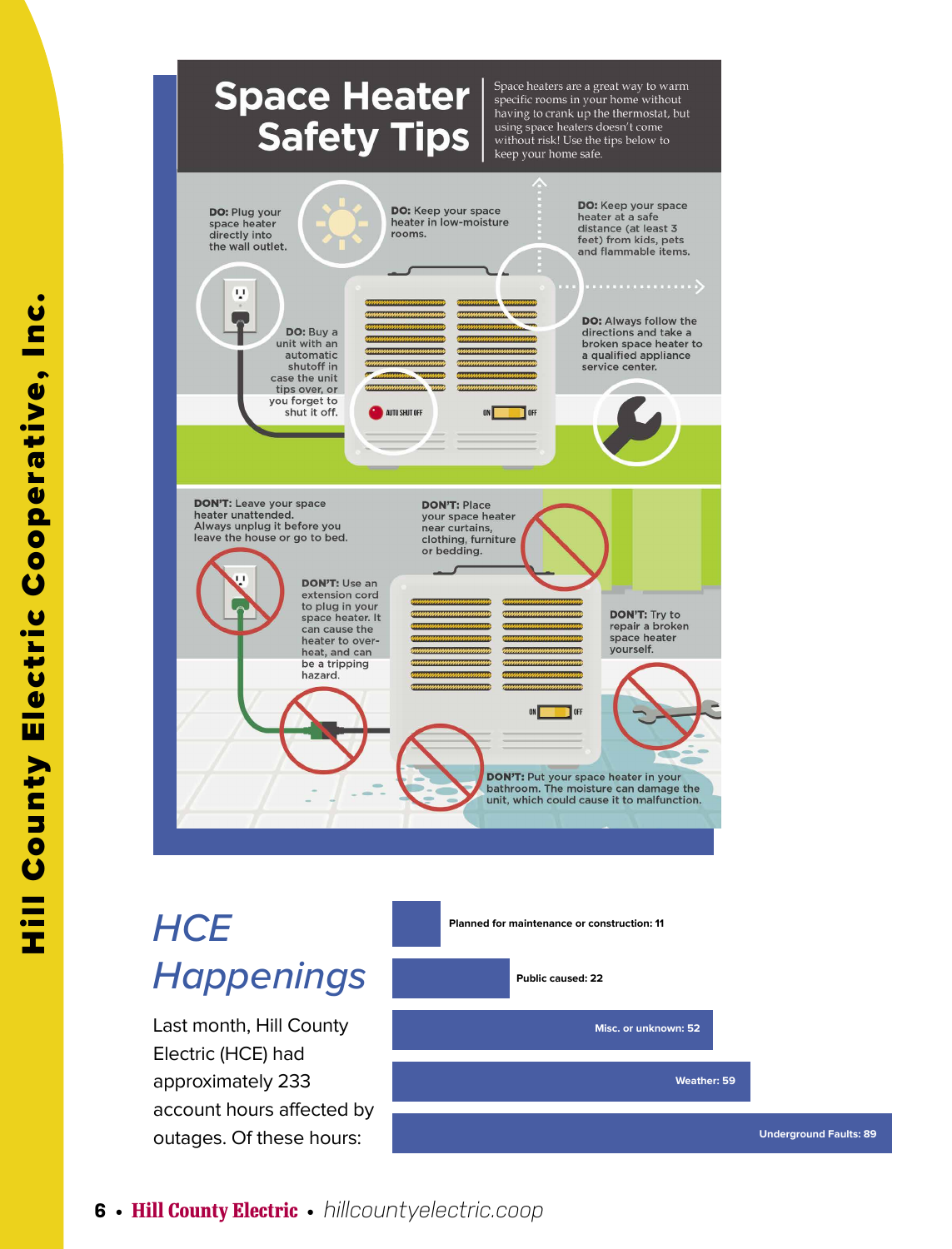# Space Heater Safety Tips

Space heaters are a great way to warm specific rooms in your home without having to crank up the thermostat, but using space heaters doesn't come without risk! Use the tips below to keep your home safe.

**DO:** Plug your space heater directly into the wall outlet.

**DO:** Keep your space heater in low-moisture rooms.

**DO:** Keep your space heater at a safe distance (at least 3 feet) from kids, pets and flammable items.

**DO:** Buy a unit with an automatic shutoff in case the unit tips over, or you forget to shut it off.

**DO:** Always follow the directions and take a broken space heater to a qualified appliance service center.

**DON'T:** Leave your space heater unattended. Always unplug it before you leave the house or go to bed.

**DON'T:** Place your space heater near curtains, furniture clothing, or bedding.

**DON'T:** Use an extension cord to plug in your space heater. It can cause the heater to over-heat, and can be a tripping hazard.

**DON'T:** Try to repair a broken space heater yourself.

**DON'T:** Put your space heater in your bathroom. The moisture can damage the unit, which could cause it to malfunction.

## *HCE Happenings*

Last month, Hill County Electric (HCE) had approximately 233 account hours affected by outages. Of these hours:

- Planned for maintenance or construction: 11
- Public caused: 22
- Misc. or unknown: 52
- Weather: 59
- Underground Faults: 89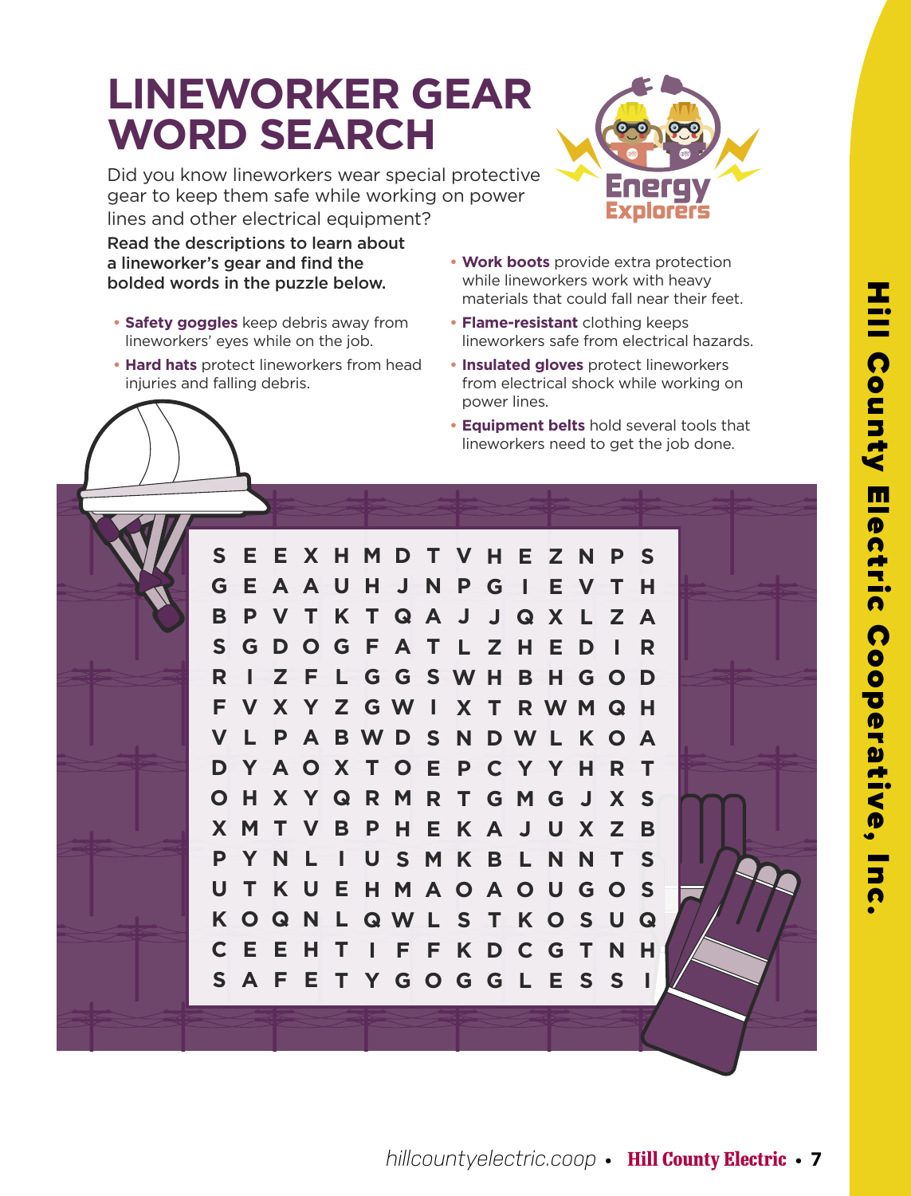# LINEWORKER GEAR WORD SEARCH

Did you know lineworkers wear special protective gear to keep them safe while working on power lines and other electrical equipment?

**Read the descriptions to learn about a lineworker's gear and find the bolded words in the puzzle below.**

- **Safety goggles** keep debris away from lineworkers' eyes while on the job.
- **Hard hats** protect lineworkers from head injuries and falling debris.
- **Work boots** provide extra protection while lineworkers work with heavy materials that could fall near their feet.
- **Flame-resistant** clothing keeps lineworkers safe from electrical hazards.
- **Insulated gloves** protect lineworkers from electrical shock while working on power lines.
- **Equipment belts** hold several tools that lineworkers need to get the job done.

```
S E E X H M D T V H E Z N P S
G E A A U H J N P G I E V T H
B P V T K T Q A J J Q X L Z A
S G D O G F A T L Z H E D I R
R I Z F L G G S W H B H G O D
F V X Y Z G W I X T R W M Q H
V L P A B W D S N D W L K O A
D Y A O X T O E P C Y Y H R T
O H X Y Q R M R T G M G J X S
X M T V B P H E K A J U X Z B
P Y N L I U S M K B L N N T S
U T K U E H M A O A O U G O S
K O Q N L Q W L S T K O S U Q
C E E H T I F F K D C G T N H
S A F E T Y G O G G L E S S I
```

Hill County Electric Cooperative, Inc.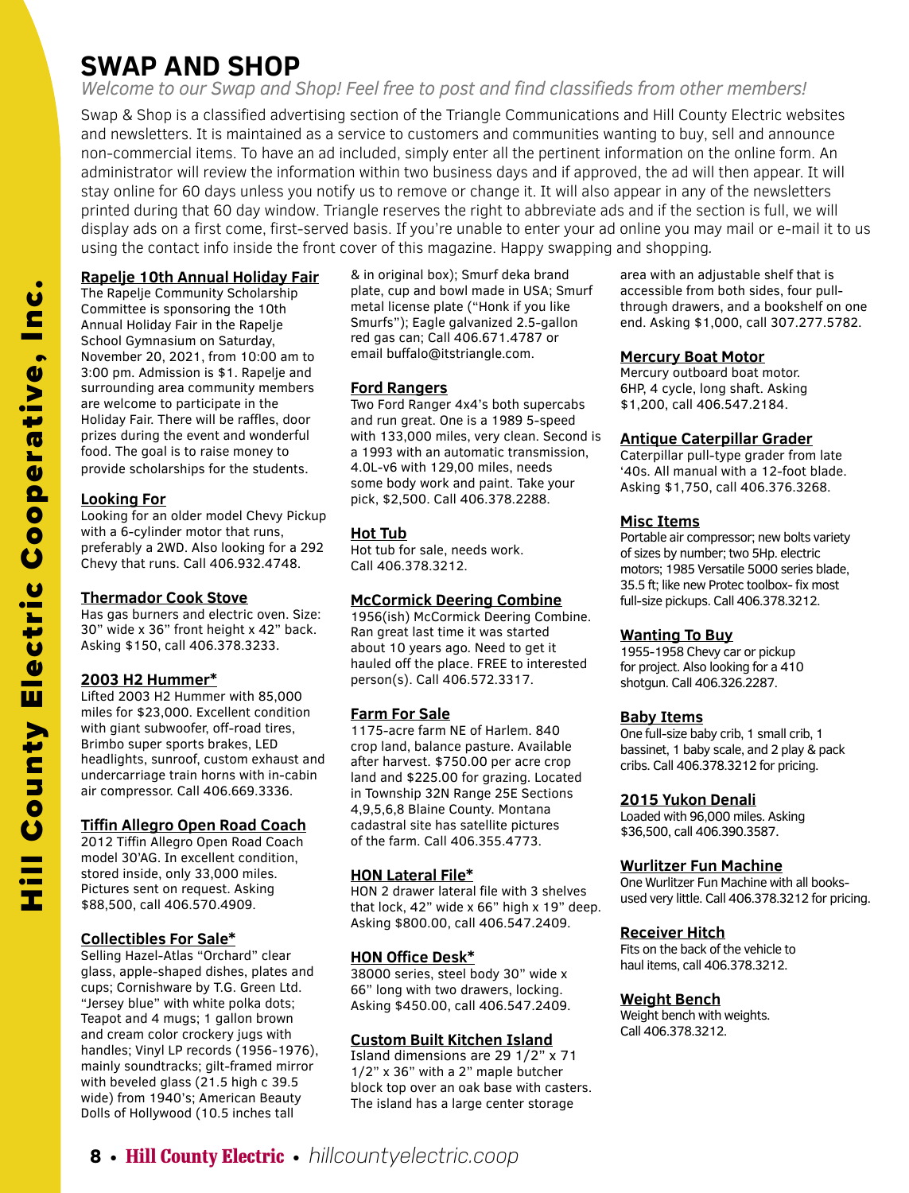# SWAP AND SHOP

*Welcome to our Swap and Shop! Feel free to post and find classifieds from other members!*

Swap & Shop is a classified advertising section of the Triangle Communications and Hill County Electric websites and newsletters. It is maintained as a service to customers and communities wanting to buy, sell and announce non-commercial items. To have an ad included, simply enter all the pertinent information on the online form. An administrator will review the information within two business days and if approved, the ad will then appear. It will stay online for 60 days unless you notify us to remove or change it. It will also appear in any of the newsletters printed during that 60 day window. Triangle reserves the right to abbreviate ads and if the section is full, we will display ads on a first come, first-served basis. If you're unable to enter your ad online you may mail or e-mail it to us using the contact info inside the front cover of this magazine. Happy swapping and shopping.

### Rapelje 10th Annual Holiday Fair

The Rapelje Community Scholarship Committee is sponsoring the 10th Annual Holiday Fair in the Rapelje School Gymnasium on Saturday, November 20, 2021, from 10:00 am to 3:00 pm. Admission is $1. Rapelje and surrounding area community members are welcome to participate in the Holiday Fair. There will be raffles, door prizes during the event and wonderful food. The goal is to raise money to provide scholarships for the students.

### Looking For

Looking for an older model Chevy Pickup with a 6-cylinder motor that runs, preferably a 2WD. Also looking for a 292 Chevy that runs. Call 406.932.4748.

### Thermador Cook Stove

Has gas burners and electric oven. Size: 30" wide x 36" front height x 42" back. Asking $150, call 406.378.3233.

### 2003 H2 Hummer*

Lifted 2003 H2 Hummer with 85,000 miles for $23,000. Excellent condition with giant subwoofer, off-road tires, Brimbo super sports brakes, LED headlights, sunroof, custom exhaust and undercarriage train horns with in-cabin air compressor. Call 406.669.3336.

### Tiffin Allegro Open Road Coach

2012 Tiffin Allegro Open Road Coach model 30'AG. In excellent condition, stored inside, only 33,000 miles. Pictures sent on request. Asking $88,500, call 406.570.4909.

### Collectibles For Sale*

Selling Hazel-Atlas "Orchard" clear glass, apple-shaped dishes, plates and cups; Cornishware by T.G. Green Ltd. "Jersey blue" with white polka dots; Teapot and 4 mugs; 1 gallon brown and cream color crockery jugs with handles; Vinyl LP records (1956-1976), mainly soundtracks; gilt-framed mirror with beveled glass (21.5 high c 39.5 wide) from 1940's; American Beauty Dolls of Hollywood (10.5 inches tall & in original box); Smurf deka brand plate, cup and bowl made in USA; Smurf metal license plate ("Honk if you like Smurfs"); Eagle galvanized 2.5-gallon red gas can; Call 406.671.4787 or email buffalo@itstriangle.com.

### Ford Rangers

Two Ford Ranger 4x4's both supercabs and run great. One is a 1989 5-speed with 133,000 miles, very clean. Second is a 1993 with an automatic transmission, 4.0L-v6 with 129,00 miles, needs some body work and paint. Take your pick, $2,500. Call 406.378.2288.

### Hot Tub

Hot tub for sale, needs work. Call 406.378.3212.

### McCormick Deering Combine

1956(ish) McCormick Deering Combine. Ran great last time it was started about 10 years ago. Need to get it hauled off the place. FREE to interested person(s). Call 406.572.3317.

### Farm For Sale

1175-acre farm NE of Harlem. 840 crop land, balance pasture. Available after harvest. $750.00 per acre crop land and $225.00 for grazing. Located in Township 32N Range 25E Sections 4,9,5,6,8 Blaine County. Montana cadastral site has satellite pictures of the farm. Call 406.355.4773.

### HON Lateral File*

HON 2 drawer lateral file with 3 shelves that lock, 42" wide x 66" high x 19" deep. Asking $800.00, call 406.547.2409.

### HON Office Desk*

38000 series, steel body 30" wide x 66" long with two drawers, locking. Asking $450.00, call 406.547.2409.

### Custom Built Kitchen Island

Island dimensions are 29 1/2" x 71 1/2" x 36" with a 2" maple butcher block top over an oak base with casters. The island has a large center storage area with an adjustable shelf that is accessible from both sides, four pull-through drawers, and a bookshelf on one end. Asking $1,000, call 307.277.5782.

### Mercury Boat Motor

Mercury outboard boat motor. 6HP, 4 cycle, long shaft. Asking $1,200, call 406.547.2184.

### Antique Caterpillar Grader

Caterpillar pull-type grader from late '40s. All manual with a 12-foot blade. Asking $1,750, call 406.376.3268.

### Misc Items

Portable air compressor; new bolts variety of sizes by number; two 5Hp. electric motors; 1985 Versatile 5000 series blade, 35.5 ft; like new Protec toolbox- fix most full-size pickups. Call 406.378.3212.

### Wanting To Buy

1955-1958 Chevy car or pickup for project. Also looking for a 410 shotgun. Call 406.326.2287.

### Baby Items

One full-size baby crib, 1 small crib, 1 bassinet, 1 baby scale, and 2 play & pack cribs. Call 406.378.3212 for pricing.

### 2015 Yukon Denali

Loaded with 96,000 miles. Asking $36,500, call 406.390.3587.

### Wurlitzer Fun Machine

One Wurlitzer Fun Machine with all books-used very little. Call 406.378.3212 for pricing.

### Receiver Hitch

Fits on the back of the vehicle to haul items, call 406.378.3212.

### Weight Bench

Weight bench with weights. Call 406.378.3212.